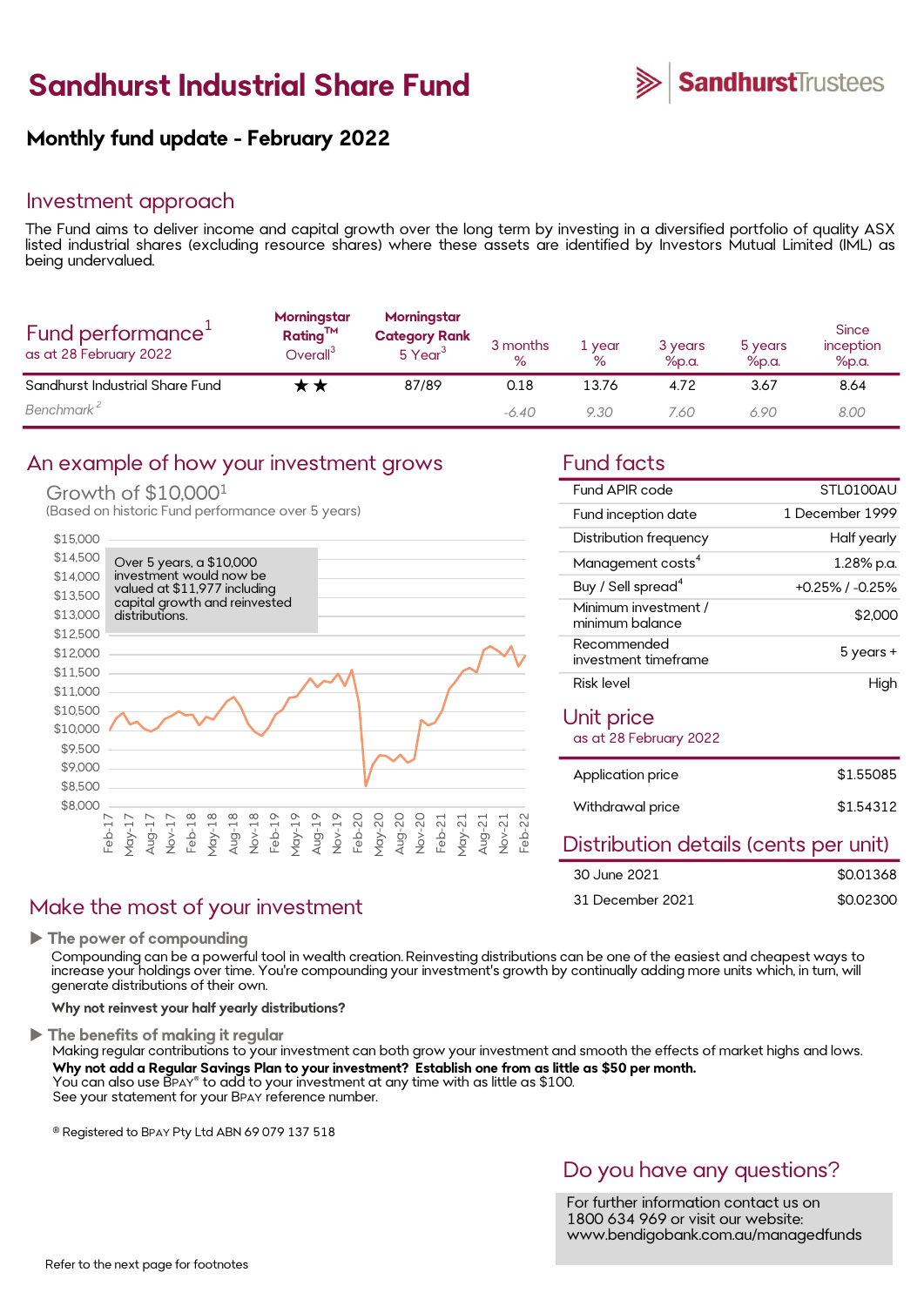# Sandhurst Industrial Share Fund

SandhurstTrustees

## Monthly fund update - February 2022

## Investment approach

The Fund aims to deliver income and capital growth over the long term by investing in a diversified portfolio of quality ASX listed industrial shares (excluding resource shares) where these assets are identified by Investors Mutual Limited (IML) as being undervalued.

| Fund performance[1] as at 28 February 2022 | Morningstar Rating™ Overall[3] | Morningstar Category Rank 5 Year[3] | 3 months % | 1 year % | 3 years %p.a. | 5 years %p.a. | Since inception %p.a. |
|---|---|---|---|---|---|---|---|
| Sandhurst Industrial Share Fund | ★★ | 87/89 | 0.18 | 13.76 | 4.72 | 3.67 | 8.64 |
| *Benchmark[2]* | | | *-6.40* | *9.30* | *7.60* | *6.90* | *8.00* |

## An example of how your investment grows

Growth of $10,000[1]
(Based on historic Fund performance over 5 years)

Over 5 years, a $10,000 investment would now be valued at $11,977 including capital growth and reinvested distributions.

## Fund facts

| | |
|---|---|
| Fund APIR code | STL0100AU |
| Fund inception date | 1 December 1999 |
| Distribution frequency | Half yearly |
| Management costs[4] | 1.28% p.a. |
| Buy / Sell spread[4] | +0.25% / -0.25% |
| Minimum investment / minimum balance | $2,000 |
| Recommended investment timeframe | 5 years + |
| Risk level | High |

## Unit price

as at 28 February 2022

| | |
|---|---|
| Application price | $1.55085 |
| Withdrawal price | $1.54312 |

## Distribution details (cents per unit)

| | |
|---|---|
| 30 June 2021 | $0.01368 |
| 31 December 2021 | $0.02300 |

## Make the most of your investment

▶ **The power of compounding**

Compounding can be a powerful tool in wealth creation. Reinvesting distributions can be one of the easiest and cheapest ways to increase your holdings over time. You're compounding your investment's growth by continually adding more units which, in turn, will generate distributions of their own.

**Why not reinvest your half yearly distributions?**

▶ **The benefits of making it regular**

Making regular contributions to your investment can both grow your investment and smooth the effects of market highs and lows.

**Why not add a Regular Savings Plan to your investment? Establish one from as little as $50 per month.**
You can also use BPAY® to add to your investment at any time with as little as $100.
See your statement for your BPAY reference number.

® Registered to BPAY Pty Ltd ABN 69 079 137 518

## Do you have any questions?

For further information contact us on 1800 634 969 or visit our website: www.bendigobank.com.au/managedfunds

Refer to the next page for footnotes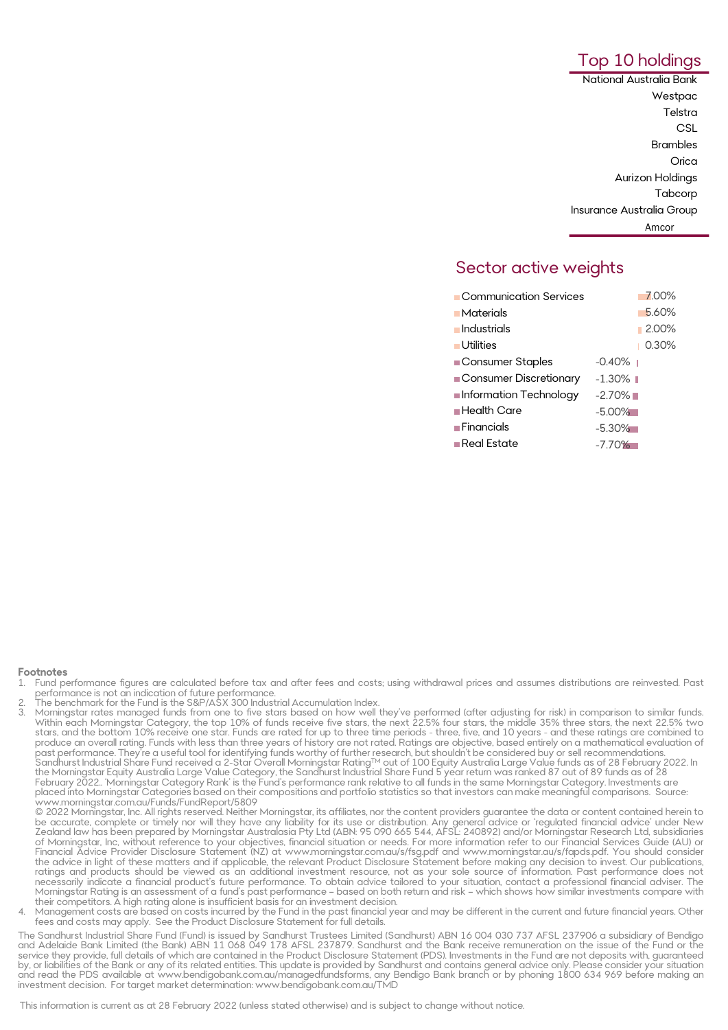## Top 10 holdings

National Australia Bank
Westpac
Telstra
CSL
Brambles
Orica
Aurizon Holdings
Tabcorp
Insurance Australia Group
Amcor

## Sector active weights

Communication Services 7.00%
Materials 5.60%
Industrials 2.00%
Utilities 0.30%
Consumer Staples -0.40%
Consumer Discretionary -1.30%
Information Technology -2.70%
Health Care -5.00%
Financials -5.30%
Real Estate -7.70%

**Footnotes**

1. Fund performance figures are calculated before tax and after fees and costs; using withdrawal prices and assumes distributions are reinvested. Past performance is not an indication of future performance.
2. The benchmark for the Fund is the S&P/ASX 300 Industrial Accumulation Index.
3. Morningstar rates managed funds from one to five stars based on how well they've performed (after adjusting for risk) in comparison to similar funds. Within each Morningstar Category, the top 10% of funds receive five stars, the next 22.5% four stars, the middle 35% three stars, the next 22.5% two stars, and the bottom 10% receive one star. Funds are rated for up to three time periods - three, five, and 10 years - and these ratings are combined to produce an overall rating. Funds with less than three years of history are not rated. Ratings are objective, based entirely on a mathematical evaluation of past performance. They're a useful tool for identifying funds worthy of further research, but shouldn't be considered buy or sell recommendations. Sandhurst Industrial Share Fund received a 2-Star Overall Morningstar Rating™ out of 100 Equity Australia Large Value funds as of 28 February 2022. In the Morningstar Equity Australia Large Value Category, the Sandhurst Industrial Share Fund 5 year return was ranked 87 out of 89 funds as of 28 February 2022.. 'Morningstar Category Rank' is the Fund's performance rank relative to all funds in the same Morningstar Category. Investments are placed into Morningstar Categories based on their compositions and portfolio statistics so that investors can make meaningful comparisons. Source: www.morningstar.com.au/Funds/FundReport/5809
   © 2022 Morningstar, Inc. All rights reserved. Neither Morningstar, its affiliates, nor the content providers guarantee the data or content contained herein to be accurate, complete or timely nor will they have any liability for its use or distribution. Any general advice or 'regulated financial advice' under New Zealand law has been prepared by Morningstar Australasia Pty Ltd (ABN: 95 090 665 544, AFSL: 240892) and/or Morningstar Research Ltd, subsidiaries of Morningstar, Inc, without reference to your objectives, financial situation or needs. For more information refer to our Financial Services Guide (AU) or Financial Advice Provider Disclosure Statement (NZ) at www.morningstar.com.au/s/fsg.pdf and www.morningstar.au/s/fapds.pdf. You should consider the advice in light of these matters and if applicable, the relevant Product Disclosure Statement before making any decision to invest. Our publications, ratings and products should be viewed as an additional investment resource, not as your sole source of information. Past performance does not necessarily indicate a financial product's future performance. To obtain advice tailored to your situation, contact a professional financial adviser. The Morningstar Rating is an assessment of a fund's past performance – based on both return and risk – which shows how similar investments compare with their competitors. A high rating alone is insufficient basis for an investment decision.
4. Management costs are based on costs incurred by the Fund in the past financial year and may be different in the current and future financial years. Other fees and costs may apply. See the Product Disclosure Statement for full details.

The Sandhurst Industrial Share Fund (Fund) is issued by Sandhurst Trustees Limited (Sandhurst) ABN 16 004 030 737 AFSL 237906 a subsidiary of Bendigo and Adelaide Bank Limited (the Bank) ABN 11 068 049 178 AFSL 237879. Sandhurst and the Bank receive remuneration on the issue of the Fund or the service they provide, full details of which are contained in the Product Disclosure Statement (PDS). Investments in the Fund are not deposits with, guaranteed by, or liabilities of the Bank or any of its related entities. This update is provided by Sandhurst and contains general advice only. Please consider your situation and read the PDS available at www.bendigobank.com.au/managedfundsforms, any Bendigo Bank branch or by phoning 1800 634 969 before making an investment decision. For target market determination: www.bendigobank.com.au/TMD

This information is current as at 28 February 2022 (unless stated otherwise) and is subject to change without notice.